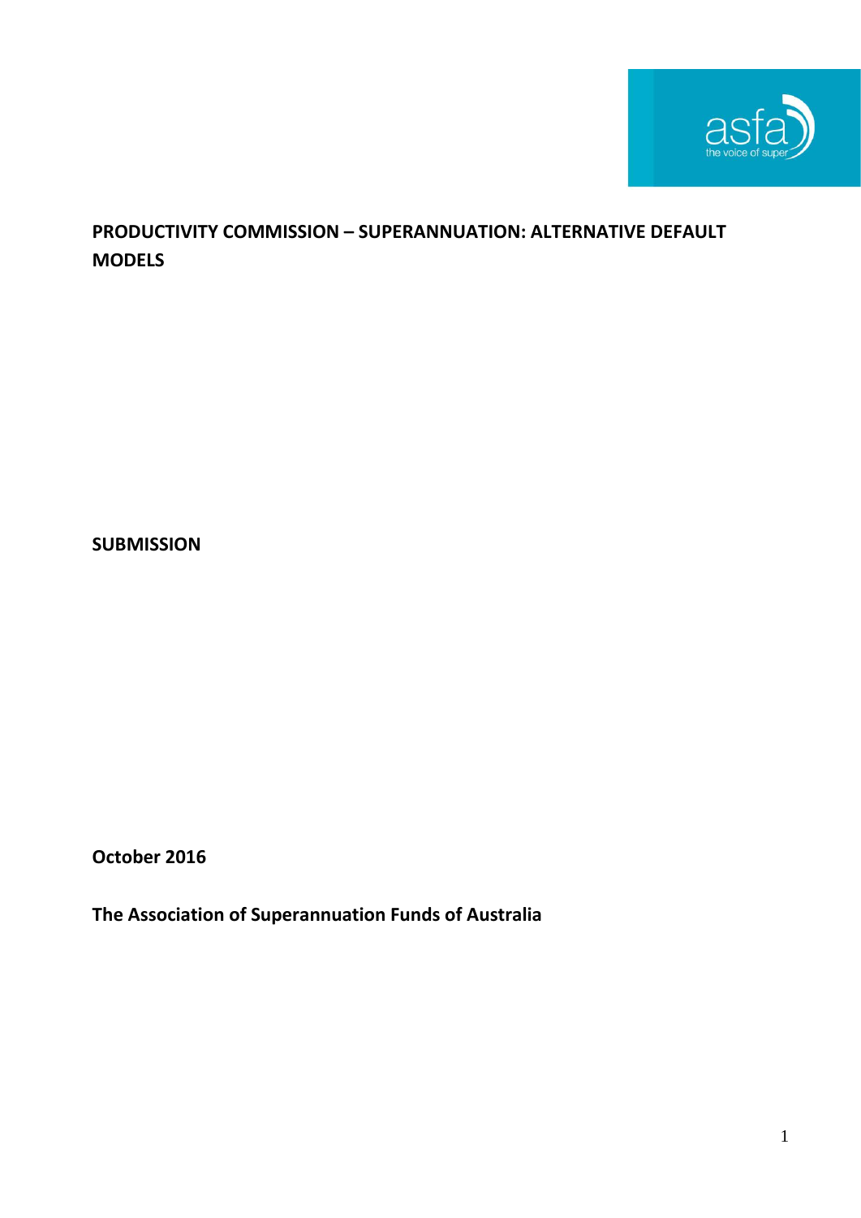# PRODUCTIVITY COMMISSION – SUPERANNUATION: ALTERNATIVE DEFAULT MODELS

**SUBMISSION**

**October 2016**

**The Association of Superannuation Funds of Australia**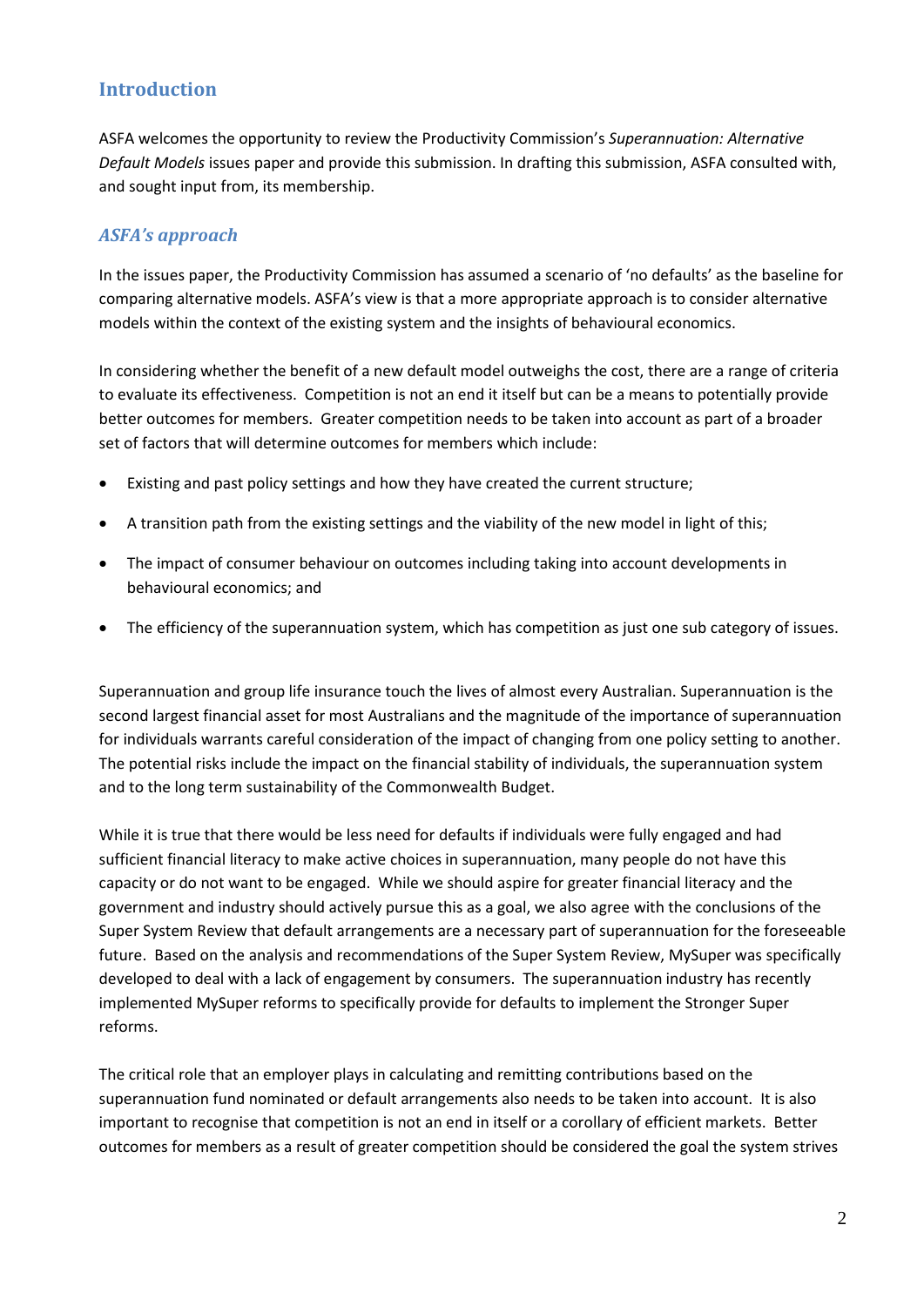## Introduction

ASFA welcomes the opportunity to review the Productivity Commission's *Superannuation: Alternative Default Models* issues paper and provide this submission. In drafting this submission, ASFA consulted with, and sought input from, its membership.

### *ASFA's approach*

In the issues paper, the Productivity Commission has assumed a scenario of 'no defaults' as the baseline for comparing alternative models. ASFA's view is that a more appropriate approach is to consider alternative models within the context of the existing system and the insights of behavioural economics.

In considering whether the benefit of a new default model outweighs the cost, there are a range of criteria to evaluate its effectiveness. Competition is not an end it itself but can be a means to potentially provide better outcomes for members. Greater competition needs to be taken into account as part of a broader set of factors that will determine outcomes for members which include:

- Existing and past policy settings and how they have created the current structure;
- A transition path from the existing settings and the viability of the new model in light of this;
- The impact of consumer behaviour on outcomes including taking into account developments in behavioural economics; and
- The efficiency of the superannuation system, which has competition as just one sub category of issues.

Superannuation and group life insurance touch the lives of almost every Australian. Superannuation is the second largest financial asset for most Australians and the magnitude of the importance of superannuation for individuals warrants careful consideration of the impact of changing from one policy setting to another. The potential risks include the impact on the financial stability of individuals, the superannuation system and to the long term sustainability of the Commonwealth Budget.

While it is true that there would be less need for defaults if individuals were fully engaged and had sufficient financial literacy to make active choices in superannuation, many people do not have this capacity or do not want to be engaged. While we should aspire for greater financial literacy and the government and industry should actively pursue this as a goal, we also agree with the conclusions of the Super System Review that default arrangements are a necessary part of superannuation for the foreseeable future. Based on the analysis and recommendations of the Super System Review, MySuper was specifically developed to deal with a lack of engagement by consumers. The superannuation industry has recently implemented MySuper reforms to specifically provide for defaults to implement the Stronger Super reforms.

The critical role that an employer plays in calculating and remitting contributions based on the superannuation fund nominated or default arrangements also needs to be taken into account. It is also important to recognise that competition is not an end in itself or a corollary of efficient markets. Better outcomes for members as a result of greater competition should be considered the goal the system strives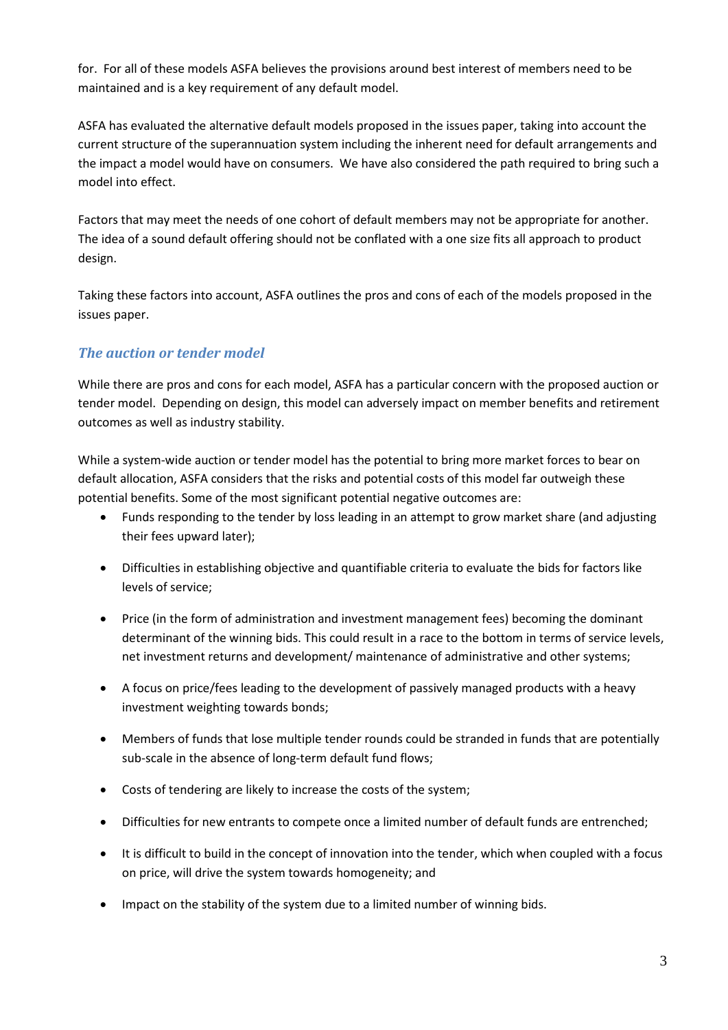for. For all of these models ASFA believes the provisions around best interest of members need to be maintained and is a key requirement of any default model.

ASFA has evaluated the alternative default models proposed in the issues paper, taking into account the current structure of the superannuation system including the inherent need for default arrangements and the impact a model would have on consumers. We have also considered the path required to bring such a model into effect.

Factors that may meet the needs of one cohort of default members may not be appropriate for another. The idea of a sound default offering should not be conflated with a one size fits all approach to product design.

Taking these factors into account, ASFA outlines the pros and cons of each of the models proposed in the issues paper.

### *The auction or tender model*

While there are pros and cons for each model, ASFA has a particular concern with the proposed auction or tender model. Depending on design, this model can adversely impact on member benefits and retirement outcomes as well as industry stability.

While a system-wide auction or tender model has the potential to bring more market forces to bear on default allocation, ASFA considers that the risks and potential costs of this model far outweigh these potential benefits. Some of the most significant potential negative outcomes are:

- Funds responding to the tender by loss leading in an attempt to grow market share (and adjusting their fees upward later);
- Difficulties in establishing objective and quantifiable criteria to evaluate the bids for factors like levels of service;
- Price (in the form of administration and investment management fees) becoming the dominant determinant of the winning bids. This could result in a race to the bottom in terms of service levels, net investment returns and development/ maintenance of administrative and other systems;
- A focus on price/fees leading to the development of passively managed products with a heavy investment weighting towards bonds;
- Members of funds that lose multiple tender rounds could be stranded in funds that are potentially sub-scale in the absence of long-term default fund flows;
- Costs of tendering are likely to increase the costs of the system;
- Difficulties for new entrants to compete once a limited number of default funds are entrenched;
- It is difficult to build in the concept of innovation into the tender, which when coupled with a focus on price, will drive the system towards homogeneity; and
- Impact on the stability of the system due to a limited number of winning bids.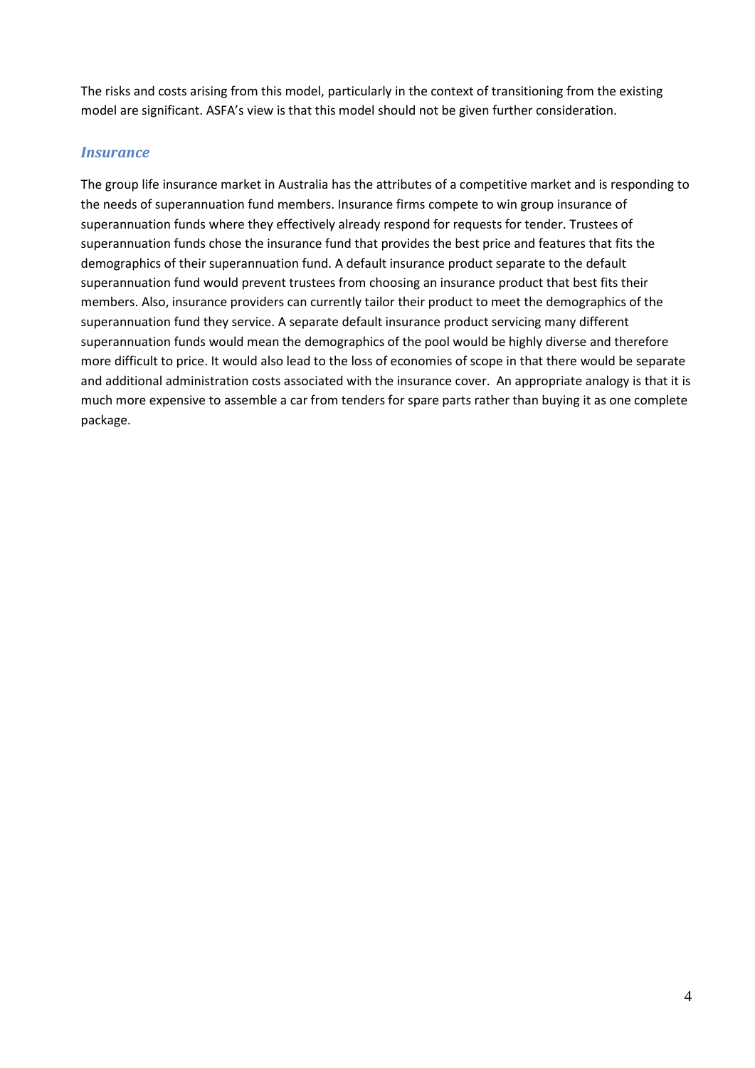The risks and costs arising from this model, particularly in the context of transitioning from the existing model are significant. ASFA's view is that this model should not be given further consideration.

### *Insurance*

The group life insurance market in Australia has the attributes of a competitive market and is responding to the needs of superannuation fund members. Insurance firms compete to win group insurance of superannuation funds where they effectively already respond for requests for tender. Trustees of superannuation funds chose the insurance fund that provides the best price and features that fits the demographics of their superannuation fund. A default insurance product separate to the default superannuation fund would prevent trustees from choosing an insurance product that best fits their members. Also, insurance providers can currently tailor their product to meet the demographics of the superannuation fund they service. A separate default insurance product servicing many different superannuation funds would mean the demographics of the pool would be highly diverse and therefore more difficult to price. It would also lead to the loss of economies of scope in that there would be separate and additional administration costs associated with the insurance cover. An appropriate analogy is that it is much more expensive to assemble a car from tenders for spare parts rather than buying it as one complete package.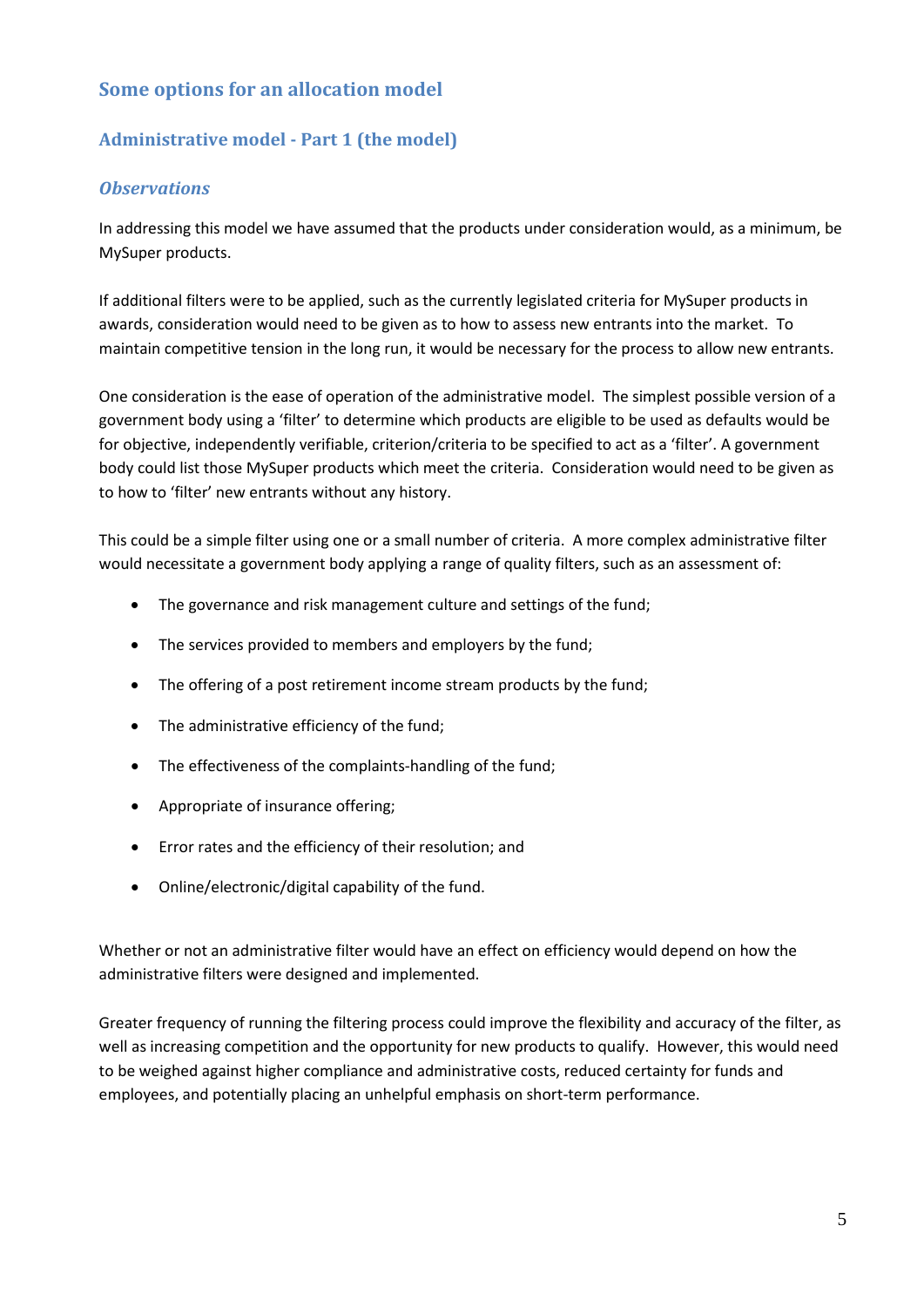## Some options for an allocation model

### Administrative model - Part 1 (the model)

#### *Observations*

In addressing this model we have assumed that the products under consideration would, as a minimum, be MySuper products.

If additional filters were to be applied, such as the currently legislated criteria for MySuper products in awards, consideration would need to be given as to how to assess new entrants into the market. To maintain competitive tension in the long run, it would be necessary for the process to allow new entrants.

One consideration is the ease of operation of the administrative model. The simplest possible version of a government body using a 'filter' to determine which products are eligible to be used as defaults would be for objective, independently verifiable, criterion/criteria to be specified to act as a 'filter'. A government body could list those MySuper products which meet the criteria. Consideration would need to be given as to how to 'filter' new entrants without any history.

This could be a simple filter using one or a small number of criteria. A more complex administrative filter would necessitate a government body applying a range of quality filters, such as an assessment of:

- The governance and risk management culture and settings of the fund;
- The services provided to members and employers by the fund;
- The offering of a post retirement income stream products by the fund;
- The administrative efficiency of the fund;
- The effectiveness of the complaints-handling of the fund;
- Appropriate of insurance offering;
- Error rates and the efficiency of their resolution; and
- Online/electronic/digital capability of the fund.

Whether or not an administrative filter would have an effect on efficiency would depend on how the administrative filters were designed and implemented.

Greater frequency of running the filtering process could improve the flexibility and accuracy of the filter, as well as increasing competition and the opportunity for new products to qualify. However, this would need to be weighed against higher compliance and administrative costs, reduced certainty for funds and employees, and potentially placing an unhelpful emphasis on short-term performance.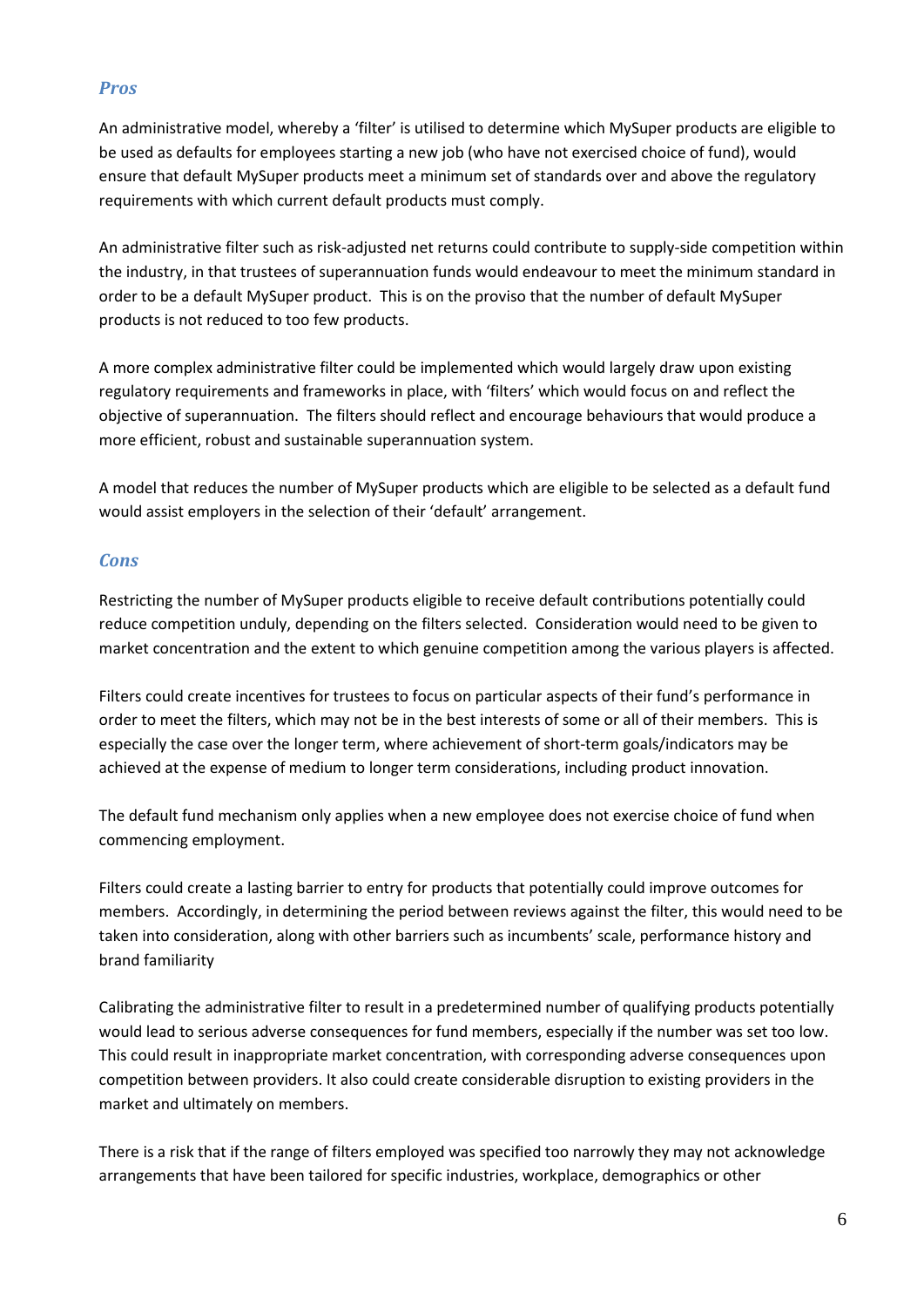### *Pros*

An administrative model, whereby a 'filter' is utilised to determine which MySuper products are eligible to be used as defaults for employees starting a new job (who have not exercised choice of fund), would ensure that default MySuper products meet a minimum set of standards over and above the regulatory requirements with which current default products must comply.

An administrative filter such as risk-adjusted net returns could contribute to supply-side competition within the industry, in that trustees of superannuation funds would endeavour to meet the minimum standard in order to be a default MySuper product. This is on the proviso that the number of default MySuper products is not reduced to too few products.

A more complex administrative filter could be implemented which would largely draw upon existing regulatory requirements and frameworks in place, with 'filters' which would focus on and reflect the objective of superannuation. The filters should reflect and encourage behaviours that would produce a more efficient, robust and sustainable superannuation system.

A model that reduces the number of MySuper products which are eligible to be selected as a default fund would assist employers in the selection of their 'default' arrangement.

### *Cons*

Restricting the number of MySuper products eligible to receive default contributions potentially could reduce competition unduly, depending on the filters selected. Consideration would need to be given to market concentration and the extent to which genuine competition among the various players is affected.

Filters could create incentives for trustees to focus on particular aspects of their fund's performance in order to meet the filters, which may not be in the best interests of some or all of their members. This is especially the case over the longer term, where achievement of short-term goals/indicators may be achieved at the expense of medium to longer term considerations, including product innovation.

The default fund mechanism only applies when a new employee does not exercise choice of fund when commencing employment.

Filters could create a lasting barrier to entry for products that potentially could improve outcomes for members. Accordingly, in determining the period between reviews against the filter, this would need to be taken into consideration, along with other barriers such as incumbents' scale, performance history and brand familiarity

Calibrating the administrative filter to result in a predetermined number of qualifying products potentially would lead to serious adverse consequences for fund members, especially if the number was set too low. This could result in inappropriate market concentration, with corresponding adverse consequences upon competition between providers. It also could create considerable disruption to existing providers in the market and ultimately on members.

There is a risk that if the range of filters employed was specified too narrowly they may not acknowledge arrangements that have been tailored for specific industries, workplace, demographics or other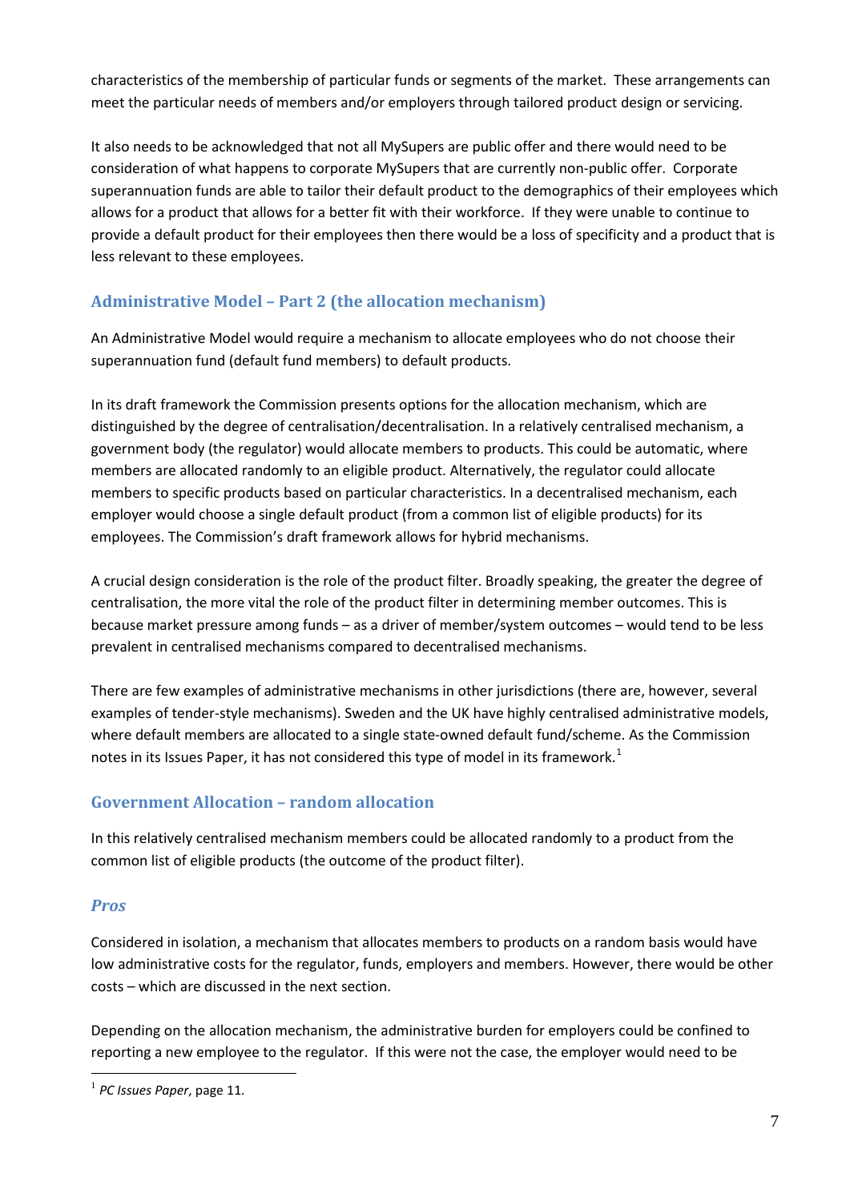characteristics of the membership of particular funds or segments of the market. These arrangements can meet the particular needs of members and/or employers through tailored product design or servicing.

It also needs to be acknowledged that not all MySupers are public offer and there would need to be consideration of what happens to corporate MySupers that are currently non-public offer. Corporate superannuation funds are able to tailor their default product to the demographics of their employees which allows for a product that allows for a better fit with their workforce. If they were unable to continue to provide a default product for their employees then there would be a loss of specificity and a product that is less relevant to these employees.

## Administrative Model – Part 2 (the allocation mechanism)

An Administrative Model would require a mechanism to allocate employees who do not choose their superannuation fund (default fund members) to default products.

In its draft framework the Commission presents options for the allocation mechanism, which are distinguished by the degree of centralisation/decentralisation. In a relatively centralised mechanism, a government body (the regulator) would allocate members to products. This could be automatic, where members are allocated randomly to an eligible product. Alternatively, the regulator could allocate members to specific products based on particular characteristics. In a decentralised mechanism, each employer would choose a single default product (from a common list of eligible products) for its employees. The Commission's draft framework allows for hybrid mechanisms.

A crucial design consideration is the role of the product filter. Broadly speaking, the greater the degree of centralisation, the more vital the role of the product filter in determining member outcomes. This is because market pressure among funds – as a driver of member/system outcomes – would tend to be less prevalent in centralised mechanisms compared to decentralised mechanisms.

There are few examples of administrative mechanisms in other jurisdictions (there are, however, several examples of tender-style mechanisms). Sweden and the UK have highly centralised administrative models, where default members are allocated to a single state-owned default fund/scheme. As the Commission notes in its Issues Paper, it has not considered this type of model in its framework.[1]

## Government Allocation – random allocation

In this relatively centralised mechanism members could be allocated randomly to a product from the common list of eligible products (the outcome of the product filter).

### *Pros*

Considered in isolation, a mechanism that allocates members to products on a random basis would have low administrative costs for the regulator, funds, employers and members. However, there would be other costs – which are discussed in the next section.

Depending on the allocation mechanism, the administrative burden for employers could be confined to reporting a new employee to the regulator. If this were not the case, the employer would need to be

[1] *PC Issues Paper*, page 11.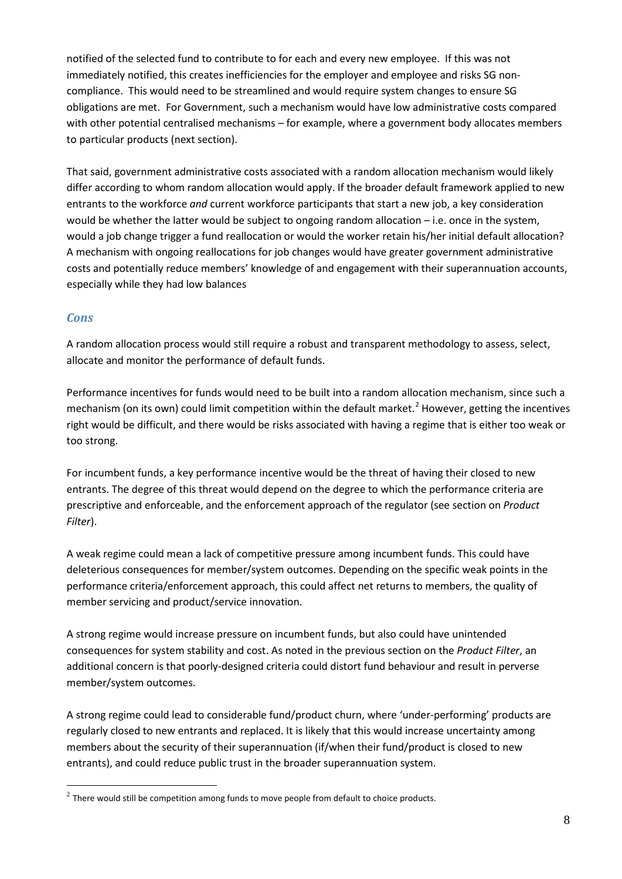notified of the selected fund to contribute to for each and every new employee. If this was not immediately notified, this creates inefficiencies for the employer and employee and risks SG non-compliance. This would need to be streamlined and would require system changes to ensure SG obligations are met. For Government, such a mechanism would have low administrative costs compared with other potential centralised mechanisms – for example, where a government body allocates members to particular products (next section).

That said, government administrative costs associated with a random allocation mechanism would likely differ according to whom random allocation would apply. If the broader default framework applied to new entrants to the workforce *and* current workforce participants that start a new job, a key consideration would be whether the latter would be subject to ongoing random allocation – i.e. once in the system, would a job change trigger a fund reallocation or would the worker retain his/her initial default allocation? A mechanism with ongoing reallocations for job changes would have greater government administrative costs and potentially reduce members' knowledge of and engagement with their superannuation accounts, especially while they had low balances

### *Cons*

A random allocation process would still require a robust and transparent methodology to assess, select, allocate and monitor the performance of default funds.

Performance incentives for funds would need to be built into a random allocation mechanism, since such a mechanism (on its own) could limit competition within the default market.[2] However, getting the incentives right would be difficult, and there would be risks associated with having a regime that is either too weak or too strong.

For incumbent funds, a key performance incentive would be the threat of having their closed to new entrants. The degree of this threat would depend on the degree to which the performance criteria are prescriptive and enforceable, and the enforcement approach of the regulator (see section on *Product Filter*).

A weak regime could mean a lack of competitive pressure among incumbent funds. This could have deleterious consequences for member/system outcomes. Depending on the specific weak points in the performance criteria/enforcement approach, this could affect net returns to members, the quality of member servicing and product/service innovation.

A strong regime would increase pressure on incumbent funds, but also could have unintended consequences for system stability and cost. As noted in the previous section on the *Product Filter*, an additional concern is that poorly-designed criteria could distort fund behaviour and result in perverse member/system outcomes.

A strong regime could lead to considerable fund/product churn, where 'under-performing' products are regularly closed to new entrants and replaced. It is likely that this would increase uncertainty among members about the security of their superannuation (if/when their fund/product is closed to new entrants), and could reduce public trust in the broader superannuation system.

---

[2] There would still be competition among funds to move people from default to choice products.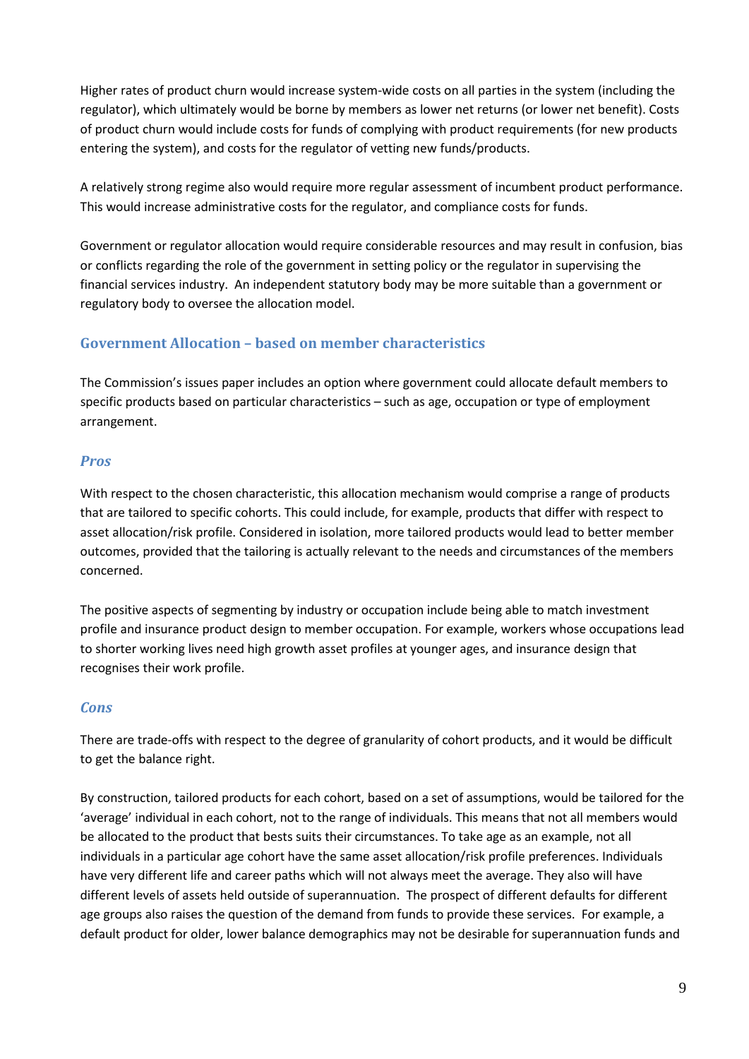Higher rates of product churn would increase system-wide costs on all parties in the system (including the regulator), which ultimately would be borne by members as lower net returns (or lower net benefit). Costs of product churn would include costs for funds of complying with product requirements (for new products entering the system), and costs for the regulator of vetting new funds/products.

A relatively strong regime also would require more regular assessment of incumbent product performance. This would increase administrative costs for the regulator, and compliance costs for funds.

Government or regulator allocation would require considerable resources and may result in confusion, bias or conflicts regarding the role of the government in setting policy or the regulator in supervising the financial services industry. An independent statutory body may be more suitable than a government or regulatory body to oversee the allocation model.

## Government Allocation – based on member characteristics

The Commission's issues paper includes an option where government could allocate default members to specific products based on particular characteristics – such as age, occupation or type of employment arrangement.

### *Pros*

With respect to the chosen characteristic, this allocation mechanism would comprise a range of products that are tailored to specific cohorts. This could include, for example, products that differ with respect to asset allocation/risk profile. Considered in isolation, more tailored products would lead to better member outcomes, provided that the tailoring is actually relevant to the needs and circumstances of the members concerned.

The positive aspects of segmenting by industry or occupation include being able to match investment profile and insurance product design to member occupation. For example, workers whose occupations lead to shorter working lives need high growth asset profiles at younger ages, and insurance design that recognises their work profile.

### *Cons*

There are trade-offs with respect to the degree of granularity of cohort products, and it would be difficult to get the balance right.

By construction, tailored products for each cohort, based on a set of assumptions, would be tailored for the 'average' individual in each cohort, not to the range of individuals. This means that not all members would be allocated to the product that bests suits their circumstances. To take age as an example, not all individuals in a particular age cohort have the same asset allocation/risk profile preferences. Individuals have very different life and career paths which will not always meet the average. They also will have different levels of assets held outside of superannuation. The prospect of different defaults for different age groups also raises the question of the demand from funds to provide these services. For example, a default product for older, lower balance demographics may not be desirable for superannuation funds and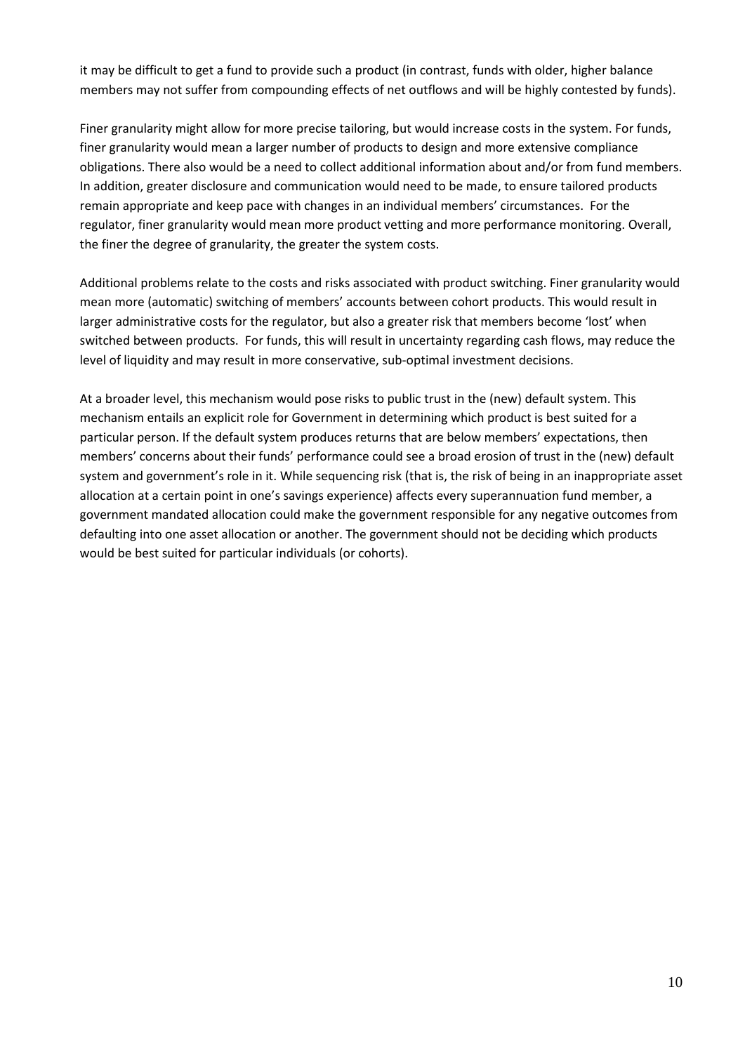it may be difficult to get a fund to provide such a product (in contrast, funds with older, higher balance members may not suffer from compounding effects of net outflows and will be highly contested by funds).

Finer granularity might allow for more precise tailoring, but would increase costs in the system. For funds, finer granularity would mean a larger number of products to design and more extensive compliance obligations. There also would be a need to collect additional information about and/or from fund members. In addition, greater disclosure and communication would need to be made, to ensure tailored products remain appropriate and keep pace with changes in an individual members' circumstances. For the regulator, finer granularity would mean more product vetting and more performance monitoring. Overall, the finer the degree of granularity, the greater the system costs.

Additional problems relate to the costs and risks associated with product switching. Finer granularity would mean more (automatic) switching of members' accounts between cohort products. This would result in larger administrative costs for the regulator, but also a greater risk that members become 'lost' when switched between products. For funds, this will result in uncertainty regarding cash flows, may reduce the level of liquidity and may result in more conservative, sub-optimal investment decisions.

At a broader level, this mechanism would pose risks to public trust in the (new) default system. This mechanism entails an explicit role for Government in determining which product is best suited for a particular person. If the default system produces returns that are below members' expectations, then members' concerns about their funds' performance could see a broad erosion of trust in the (new) default system and government's role in it. While sequencing risk (that is, the risk of being in an inappropriate asset allocation at a certain point in one's savings experience) affects every superannuation fund member, a government mandated allocation could make the government responsible for any negative outcomes from defaulting into one asset allocation or another. The government should not be deciding which products would be best suited for particular individuals (or cohorts).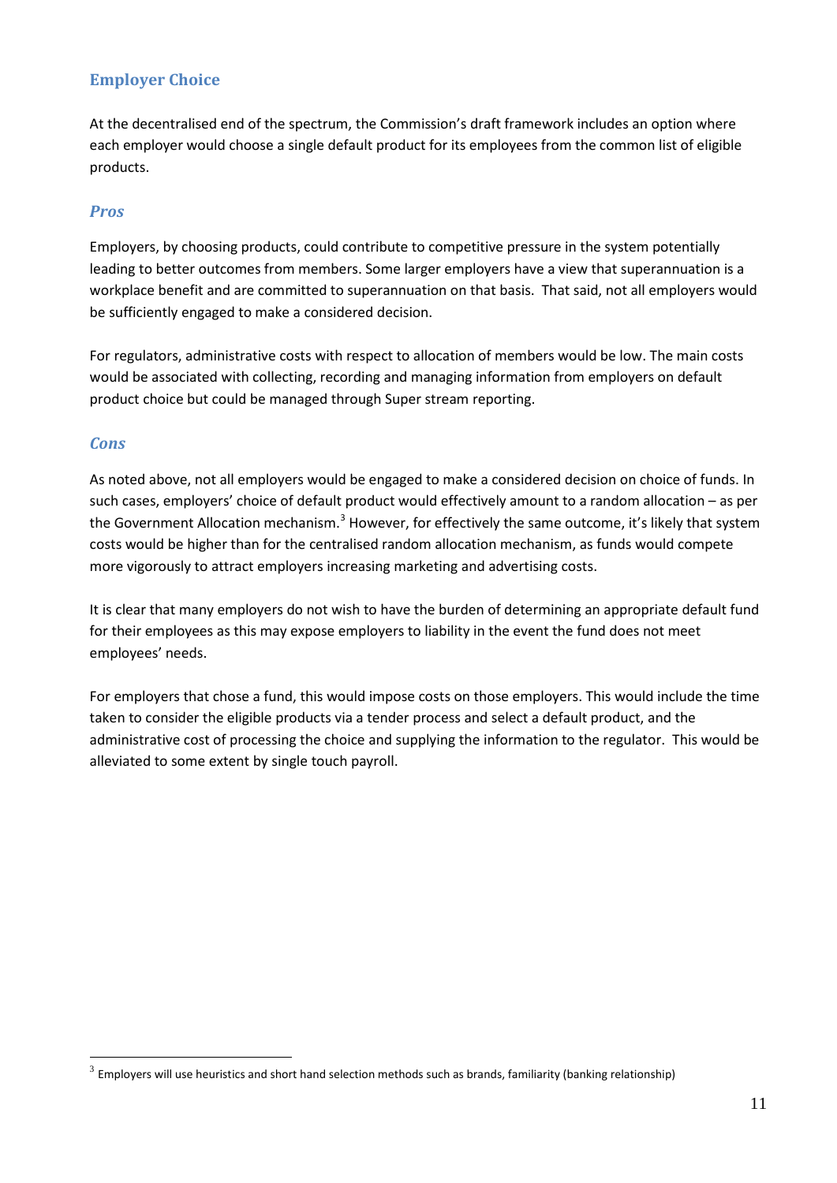## Employer Choice

At the decentralised end of the spectrum, the Commission's draft framework includes an option where each employer would choose a single default product for its employees from the common list of eligible products.

### *Pros*

Employers, by choosing products, could contribute to competitive pressure in the system potentially leading to better outcomes from members. Some larger employers have a view that superannuation is a workplace benefit and are committed to superannuation on that basis. That said, not all employers would be sufficiently engaged to make a considered decision.

For regulators, administrative costs with respect to allocation of members would be low. The main costs would be associated with collecting, recording and managing information from employers on default product choice but could be managed through Super stream reporting.

### *Cons*

As noted above, not all employers would be engaged to make a considered decision on choice of funds. In such cases, employers' choice of default product would effectively amount to a random allocation – as per the Government Allocation mechanism.[3] However, for effectively the same outcome, it's likely that system costs would be higher than for the centralised random allocation mechanism, as funds would compete more vigorously to attract employers increasing marketing and advertising costs.

It is clear that many employers do not wish to have the burden of determining an appropriate default fund for their employees as this may expose employers to liability in the event the fund does not meet employees' needs.

For employers that chose a fund, this would impose costs on those employers. This would include the time taken to consider the eligible products via a tender process and select a default product, and the administrative cost of processing the choice and supplying the information to the regulator. This would be alleviated to some extent by single touch payroll.

---

[3] Employers will use heuristics and short hand selection methods such as brands, familiarity (banking relationship)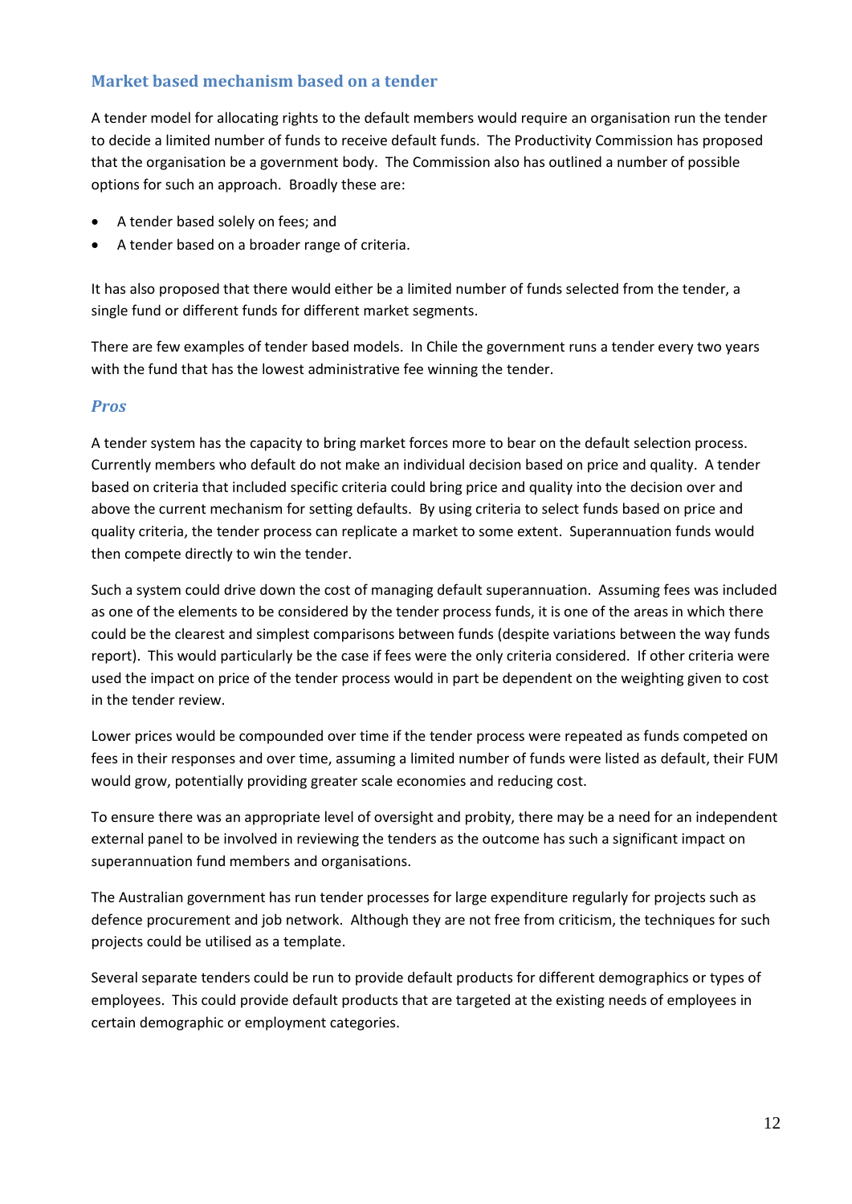### Market based mechanism based on a tender

A tender model for allocating rights to the default members would require an organisation run the tender to decide a limited number of funds to receive default funds. The Productivity Commission has proposed that the organisation be a government body. The Commission also has outlined a number of possible options for such an approach. Broadly these are:

- A tender based solely on fees; and
- A tender based on a broader range of criteria.

It has also proposed that there would either be a limited number of funds selected from the tender, a single fund or different funds for different market segments.

There are few examples of tender based models. In Chile the government runs a tender every two years with the fund that has the lowest administrative fee winning the tender.

#### *Pros*

A tender system has the capacity to bring market forces more to bear on the default selection process. Currently members who default do not make an individual decision based on price and quality. A tender based on criteria that included specific criteria could bring price and quality into the decision over and above the current mechanism for setting defaults. By using criteria to select funds based on price and quality criteria, the tender process can replicate a market to some extent. Superannuation funds would then compete directly to win the tender.

Such a system could drive down the cost of managing default superannuation. Assuming fees was included as one of the elements to be considered by the tender process funds, it is one of the areas in which there could be the clearest and simplest comparisons between funds (despite variations between the way funds report). This would particularly be the case if fees were the only criteria considered. If other criteria were used the impact on price of the tender process would in part be dependent on the weighting given to cost in the tender review.

Lower prices would be compounded over time if the tender process were repeated as funds competed on fees in their responses and over time, assuming a limited number of funds were listed as default, their FUM would grow, potentially providing greater scale economies and reducing cost.

To ensure there was an appropriate level of oversight and probity, there may be a need for an independent external panel to be involved in reviewing the tenders as the outcome has such a significant impact on superannuation fund members and organisations.

The Australian government has run tender processes for large expenditure regularly for projects such as defence procurement and job network. Although they are not free from criticism, the techniques for such projects could be utilised as a template.

Several separate tenders could be run to provide default products for different demographics or types of employees. This could provide default products that are targeted at the existing needs of employees in certain demographic or employment categories.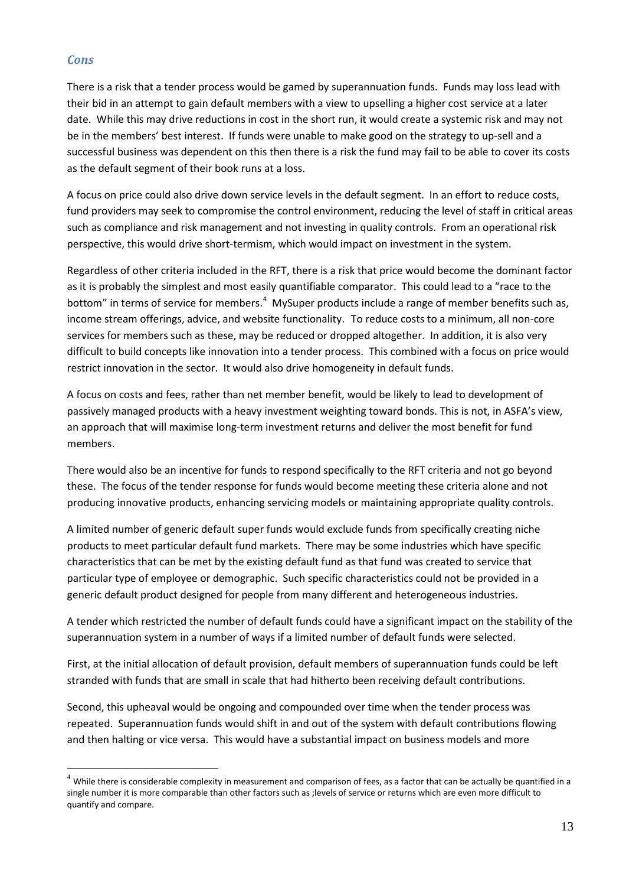### *Cons*

There is a risk that a tender process would be gamed by superannuation funds. Funds may loss lead with their bid in an attempt to gain default members with a view to upselling a higher cost service at a later date. While this may drive reductions in cost in the short run, it would create a systemic risk and may not be in the members' best interest. If funds were unable to make good on the strategy to up-sell and a successful business was dependent on this then there is a risk the fund may fail to be able to cover its costs as the default segment of their book runs at a loss.

A focus on price could also drive down service levels in the default segment. In an effort to reduce costs, fund providers may seek to compromise the control environment, reducing the level of staff in critical areas such as compliance and risk management and not investing in quality controls. From an operational risk perspective, this would drive short-termism, which would impact on investment in the system.

Regardless of other criteria included in the RFT, there is a risk that price would become the dominant factor as it is probably the simplest and most easily quantifiable comparator. This could lead to a "race to the bottom" in terms of service for members.[4] MySuper products include a range of member benefits such as, income stream offerings, advice, and website functionality. To reduce costs to a minimum, all non-core services for members such as these, may be reduced or dropped altogether. In addition, it is also very difficult to build concepts like innovation into a tender process. This combined with a focus on price would restrict innovation in the sector. It would also drive homogeneity in default funds.

A focus on costs and fees, rather than net member benefit, would be likely to lead to development of passively managed products with a heavy investment weighting toward bonds. This is not, in ASFA's view, an approach that will maximise long-term investment returns and deliver the most benefit for fund members.

There would also be an incentive for funds to respond specifically to the RFT criteria and not go beyond these. The focus of the tender response for funds would become meeting these criteria alone and not producing innovative products, enhancing servicing models or maintaining appropriate quality controls.

A limited number of generic default super funds would exclude funds from specifically creating niche products to meet particular default fund markets. There may be some industries which have specific characteristics that can be met by the existing default fund as that fund was created to service that particular type of employee or demographic. Such specific characteristics could not be provided in a generic default product designed for people from many different and heterogeneous industries.

A tender which restricted the number of default funds could have a significant impact on the stability of the superannuation system in a number of ways if a limited number of default funds were selected.

First, at the initial allocation of default provision, default members of superannuation funds could be left stranded with funds that are small in scale that had hitherto been receiving default contributions.

Second, this upheaval would be ongoing and compounded over time when the tender process was repeated. Superannuation funds would shift in and out of the system with default contributions flowing and then halting or vice versa. This would have a substantial impact on business models and more

---

[4] While there is considerable complexity in measurement and comparison of fees, as a factor that can be actually be quantified in a single number it is more comparable than other factors such as ;levels of service or returns which are even more difficult to quantify and compare.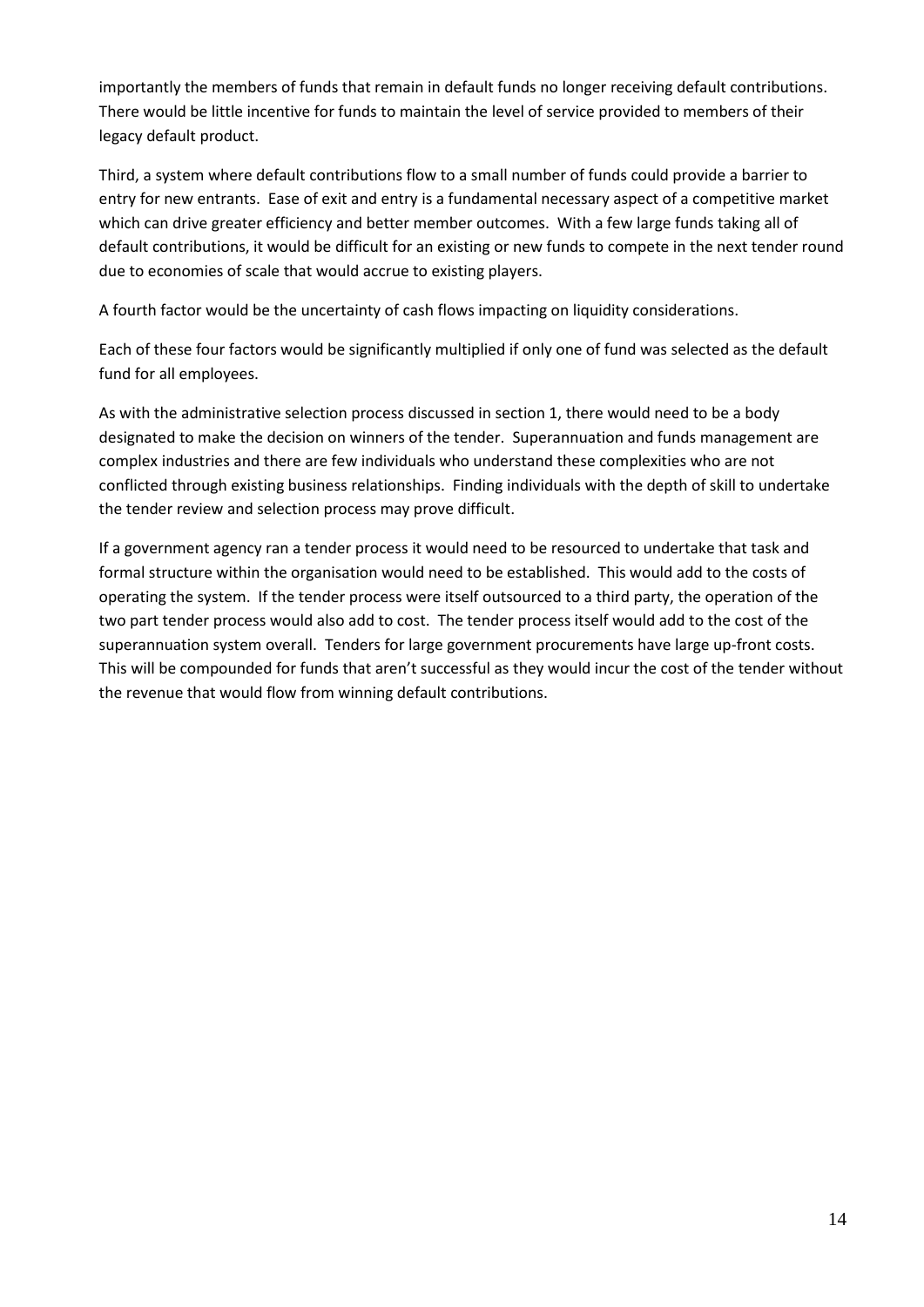importantly the members of funds that remain in default funds no longer receiving default contributions. There would be little incentive for funds to maintain the level of service provided to members of their legacy default product.

Third, a system where default contributions flow to a small number of funds could provide a barrier to entry for new entrants. Ease of exit and entry is a fundamental necessary aspect of a competitive market which can drive greater efficiency and better member outcomes. With a few large funds taking all of default contributions, it would be difficult for an existing or new funds to compete in the next tender round due to economies of scale that would accrue to existing players.

A fourth factor would be the uncertainty of cash flows impacting on liquidity considerations.

Each of these four factors would be significantly multiplied if only one of fund was selected as the default fund for all employees.

As with the administrative selection process discussed in section 1, there would need to be a body designated to make the decision on winners of the tender. Superannuation and funds management are complex industries and there are few individuals who understand these complexities who are not conflicted through existing business relationships. Finding individuals with the depth of skill to undertake the tender review and selection process may prove difficult.

If a government agency ran a tender process it would need to be resourced to undertake that task and formal structure within the organisation would need to be established. This would add to the costs of operating the system. If the tender process were itself outsourced to a third party, the operation of the two part tender process would also add to cost. The tender process itself would add to the cost of the superannuation system overall. Tenders for large government procurements have large up-front costs. This will be compounded for funds that aren't successful as they would incur the cost of the tender without the revenue that would flow from winning default contributions.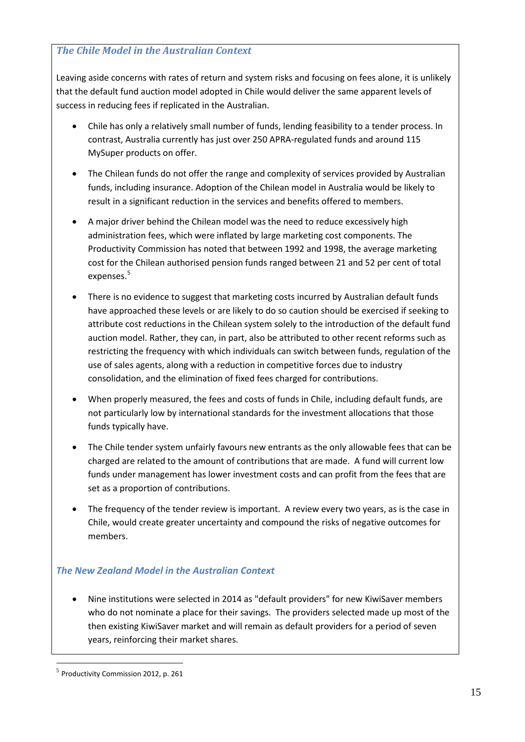### *The Chile Model in the Australian Context*

Leaving aside concerns with rates of return and system risks and focusing on fees alone, it is unlikely that the default fund auction model adopted in Chile would deliver the same apparent levels of success in reducing fees if replicated in the Australian.

- Chile has only a relatively small number of funds, lending feasibility to a tender process. In contrast, Australia currently has just over 250 APRA-regulated funds and around 115 MySuper products on offer.
- The Chilean funds do not offer the range and complexity of services provided by Australian funds, including insurance. Adoption of the Chilean model in Australia would be likely to result in a significant reduction in the services and benefits offered to members.
- A major driver behind the Chilean model was the need to reduce excessively high administration fees, which were inflated by large marketing cost components. The Productivity Commission has noted that between 1992 and 1998, the average marketing cost for the Chilean authorised pension funds ranged between 21 and 52 per cent of total expenses.[5]
- There is no evidence to suggest that marketing costs incurred by Australian default funds have approached these levels or are likely to do so caution should be exercised if seeking to attribute cost reductions in the Chilean system solely to the introduction of the default fund auction model. Rather, they can, in part, also be attributed to other recent reforms such as restricting the frequency with which individuals can switch between funds, regulation of the use of sales agents, along with a reduction in competitive forces due to industry consolidation, and the elimination of fixed fees charged for contributions.
- When properly measured, the fees and costs of funds in Chile, including default funds, are not particularly low by international standards for the investment allocations that those funds typically have.
- The Chile tender system unfairly favours new entrants as the only allowable fees that can be charged are related to the amount of contributions that are made. A fund will current low funds under management has lower investment costs and can profit from the fees that are set as a proportion of contributions.
- The frequency of the tender review is important. A review every two years, as is the case in Chile, would create greater uncertainty and compound the risks of negative outcomes for members.

### *The New Zealand Model in the Australian Context*

- Nine institutions were selected in 2014 as "default providers" for new KiwiSaver members who do not nominate a place for their savings. The providers selected made up most of the then existing KiwiSaver market and will remain as default providers for a period of seven years, reinforcing their market shares.

---

[5] Productivity Commission 2012, p. 261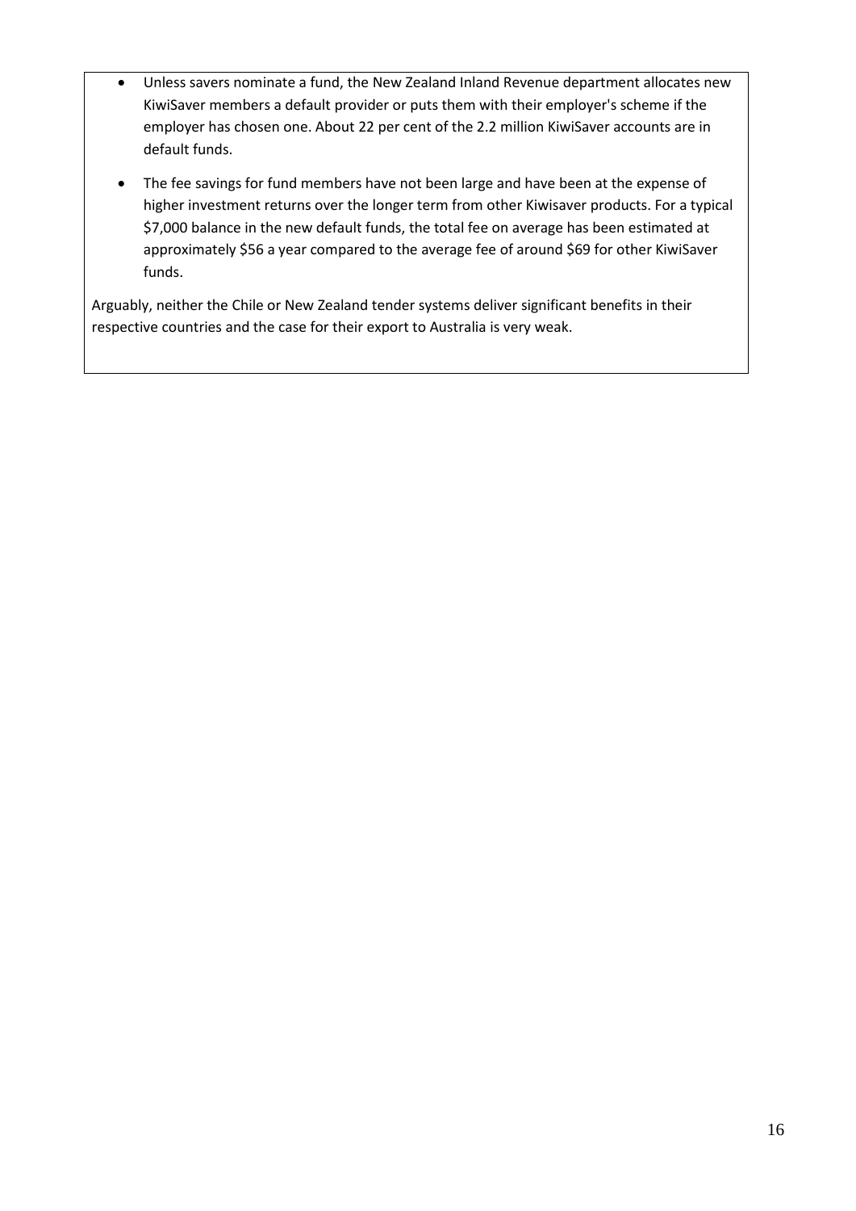- Unless savers nominate a fund, the New Zealand Inland Revenue department allocates new KiwiSaver members a default provider or puts them with their employer's scheme if the employer has chosen one. About 22 per cent of the 2.2 million KiwiSaver accounts are in default funds.
- The fee savings for fund members have not been large and have been at the expense of higher investment returns over the longer term from other Kiwisaver products. For a typical $7,000 balance in the new default funds, the total fee on average has been estimated at approximately $56 a year compared to the average fee of around $69 for other KiwiSaver funds.

Arguably, neither the Chile or New Zealand tender systems deliver significant benefits in their respective countries and the case for their export to Australia is very weak.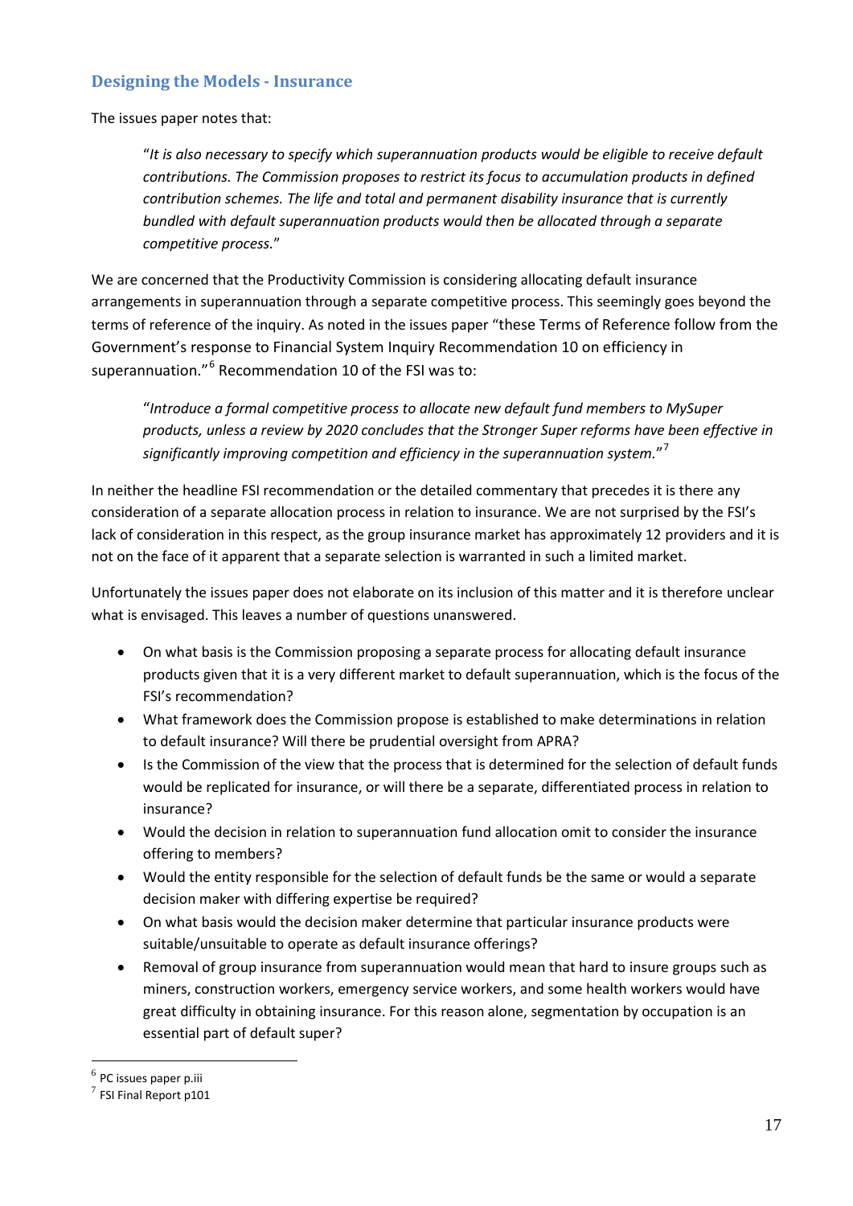## Designing the Models - Insurance

The issues paper notes that:

> "*It is also necessary to specify which superannuation products would be eligible to receive default contributions. The Commission proposes to restrict its focus to accumulation products in defined contribution schemes. The life and total and permanent disability insurance that is currently bundled with default superannuation products would then be allocated through a separate competitive process.*"

We are concerned that the Productivity Commission is considering allocating default insurance arrangements in superannuation through a separate competitive process. This seemingly goes beyond the terms of reference of the inquiry. As noted in the issues paper "these Terms of Reference follow from the Government's response to Financial System Inquiry Recommendation 10 on efficiency in superannuation."[6] Recommendation 10 of the FSI was to:

> "*Introduce a formal competitive process to allocate new default fund members to MySuper products, unless a review by 2020 concludes that the Stronger Super reforms have been effective in significantly improving competition and efficiency in the superannuation system.*"[7]

In neither the headline FSI recommendation or the detailed commentary that precedes it is there any consideration of a separate allocation process in relation to insurance. We are not surprised by the FSI's lack of consideration in this respect, as the group insurance market has approximately 12 providers and it is not on the face of it apparent that a separate selection is warranted in such a limited market.

Unfortunately the issues paper does not elaborate on its inclusion of this matter and it is therefore unclear what is envisaged. This leaves a number of questions unanswered.

- On what basis is the Commission proposing a separate process for allocating default insurance products given that it is a very different market to default superannuation, which is the focus of the FSI's recommendation?
- What framework does the Commission propose is established to make determinations in relation to default insurance? Will there be prudential oversight from APRA?
- Is the Commission of the view that the process that is determined for the selection of default funds would be replicated for insurance, or will there be a separate, differentiated process in relation to insurance?
- Would the decision in relation to superannuation fund allocation omit to consider the insurance offering to members?
- Would the entity responsible for the selection of default funds be the same or would a separate decision maker with differing expertise be required?
- On what basis would the decision maker determine that particular insurance products were suitable/unsuitable to operate as default insurance offerings?
- Removal of group insurance from superannuation would mean that hard to insure groups such as miners, construction workers, emergency service workers, and some health workers would have great difficulty in obtaining insurance. For this reason alone, segmentation by occupation is an essential part of default super?

---

[6] PC issues paper p.iii

[7] FSI Final Report p101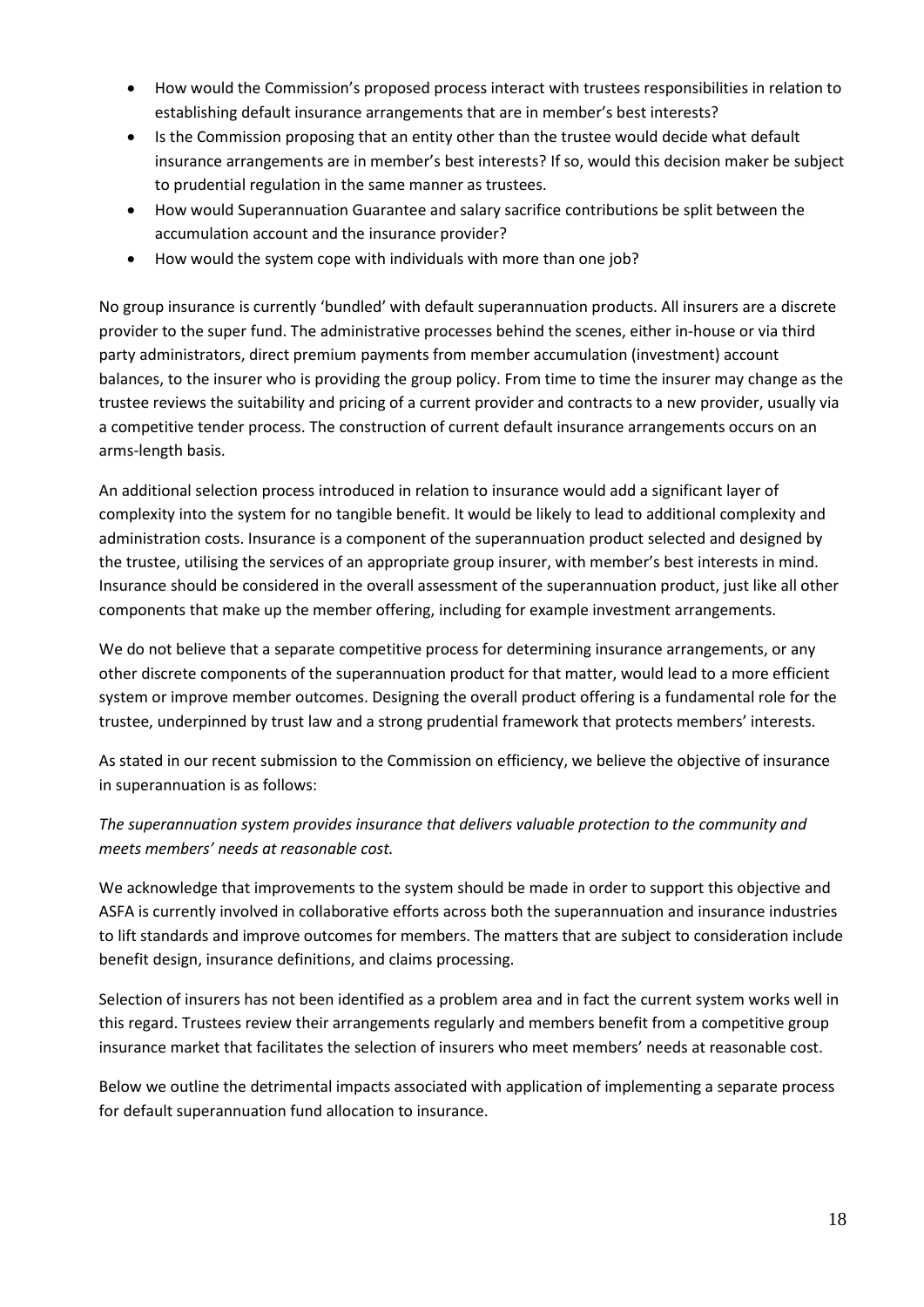- How would the Commission's proposed process interact with trustees responsibilities in relation to establishing default insurance arrangements that are in member's best interests?
- Is the Commission proposing that an entity other than the trustee would decide what default insurance arrangements are in member's best interests? If so, would this decision maker be subject to prudential regulation in the same manner as trustees.
- How would Superannuation Guarantee and salary sacrifice contributions be split between the accumulation account and the insurance provider?
- How would the system cope with individuals with more than one job?

No group insurance is currently 'bundled' with default superannuation products. All insurers are a discrete provider to the super fund. The administrative processes behind the scenes, either in-house or via third party administrators, direct premium payments from member accumulation (investment) account balances, to the insurer who is providing the group policy. From time to time the insurer may change as the trustee reviews the suitability and pricing of a current provider and contracts to a new provider, usually via a competitive tender process. The construction of current default insurance arrangements occurs on an arms-length basis.

An additional selection process introduced in relation to insurance would add a significant layer of complexity into the system for no tangible benefit. It would be likely to lead to additional complexity and administration costs. Insurance is a component of the superannuation product selected and designed by the trustee, utilising the services of an appropriate group insurer, with member's best interests in mind. Insurance should be considered in the overall assessment of the superannuation product, just like all other components that make up the member offering, including for example investment arrangements.

We do not believe that a separate competitive process for determining insurance arrangements, or any other discrete components of the superannuation product for that matter, would lead to a more efficient system or improve member outcomes. Designing the overall product offering is a fundamental role for the trustee, underpinned by trust law and a strong prudential framework that protects members' interests.

As stated in our recent submission to the Commission on efficiency, we believe the objective of insurance in superannuation is as follows:

*The superannuation system provides insurance that delivers valuable protection to the community and meets members' needs at reasonable cost.*

We acknowledge that improvements to the system should be made in order to support this objective and ASFA is currently involved in collaborative efforts across both the superannuation and insurance industries to lift standards and improve outcomes for members. The matters that are subject to consideration include benefit design, insurance definitions, and claims processing.

Selection of insurers has not been identified as a problem area and in fact the current system works well in this regard. Trustees review their arrangements regularly and members benefit from a competitive group insurance market that facilitates the selection of insurers who meet members' needs at reasonable cost.

Below we outline the detrimental impacts associated with application of implementing a separate process for default superannuation fund allocation to insurance.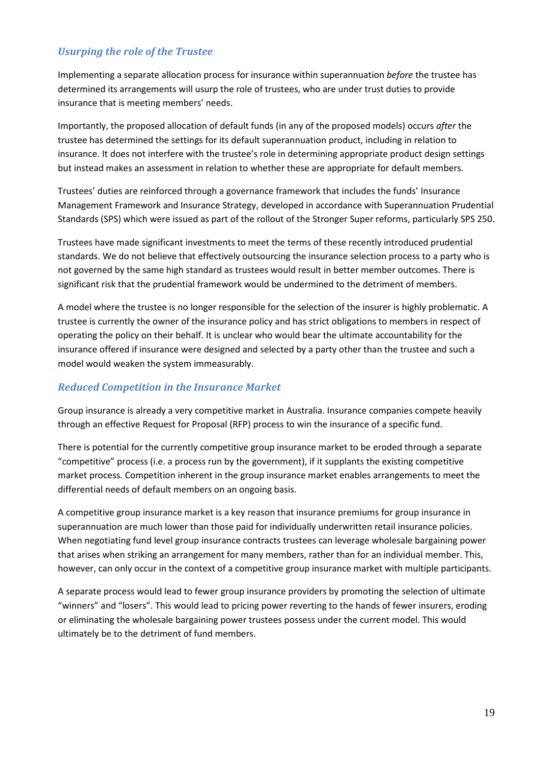### *Usurping the role of the Trustee*

Implementing a separate allocation process for insurance within superannuation *before* the trustee has determined its arrangements will usurp the role of trustees, who are under trust duties to provide insurance that is meeting members' needs.

Importantly, the proposed allocation of default funds (in any of the proposed models) occurs *after* the trustee has determined the settings for its default superannuation product, including in relation to insurance. It does not interfere with the trustee's role in determining appropriate product design settings but instead makes an assessment in relation to whether these are appropriate for default members.

Trustees' duties are reinforced through a governance framework that includes the funds' Insurance Management Framework and Insurance Strategy, developed in accordance with Superannuation Prudential Standards (SPS) which were issued as part of the rollout of the Stronger Super reforms, particularly SPS 250.

Trustees have made significant investments to meet the terms of these recently introduced prudential standards. We do not believe that effectively outsourcing the insurance selection process to a party who is not governed by the same high standard as trustees would result in better member outcomes. There is significant risk that the prudential framework would be undermined to the detriment of members.

A model where the trustee is no longer responsible for the selection of the insurer is highly problematic. A trustee is currently the owner of the insurance policy and has strict obligations to members in respect of operating the policy on their behalf. It is unclear who would bear the ultimate accountability for the insurance offered if insurance were designed and selected by a party other than the trustee and such a model would weaken the system immeasurably.

### *Reduced Competition in the Insurance Market*

Group insurance is already a very competitive market in Australia. Insurance companies compete heavily through an effective Request for Proposal (RFP) process to win the insurance of a specific fund.

There is potential for the currently competitive group insurance market to be eroded through a separate "competitive" process (i.e. a process run by the government), if it supplants the existing competitive market process. Competition inherent in the group insurance market enables arrangements to meet the differential needs of default members on an ongoing basis.

A competitive group insurance market is a key reason that insurance premiums for group insurance in superannuation are much lower than those paid for individually underwritten retail insurance policies. When negotiating fund level group insurance contracts trustees can leverage wholesale bargaining power that arises when striking an arrangement for many members, rather than for an individual member. This, however, can only occur in the context of a competitive group insurance market with multiple participants.

A separate process would lead to fewer group insurance providers by promoting the selection of ultimate "winners" and "losers". This would lead to pricing power reverting to the hands of fewer insurers, eroding or eliminating the wholesale bargaining power trustees possess under the current model. This would ultimately be to the detriment of fund members.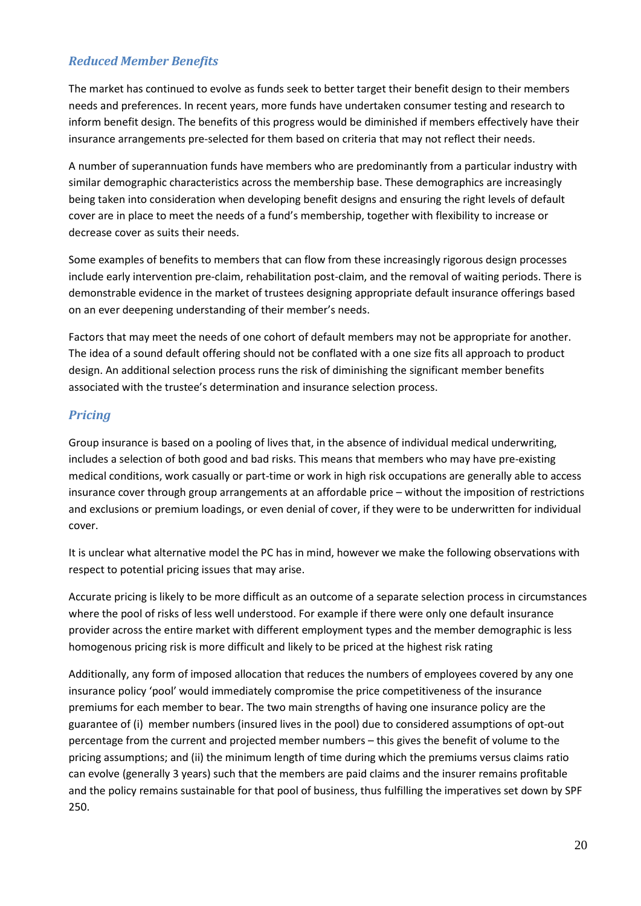### *Reduced Member Benefits*

The market has continued to evolve as funds seek to better target their benefit design to their members needs and preferences. In recent years, more funds have undertaken consumer testing and research to inform benefit design. The benefits of this progress would be diminished if members effectively have their insurance arrangements pre-selected for them based on criteria that may not reflect their needs.

A number of superannuation funds have members who are predominantly from a particular industry with similar demographic characteristics across the membership base. These demographics are increasingly being taken into consideration when developing benefit designs and ensuring the right levels of default cover are in place to meet the needs of a fund's membership, together with flexibility to increase or decrease cover as suits their needs.

Some examples of benefits to members that can flow from these increasingly rigorous design processes include early intervention pre-claim, rehabilitation post-claim, and the removal of waiting periods. There is demonstrable evidence in the market of trustees designing appropriate default insurance offerings based on an ever deepening understanding of their member's needs.

Factors that may meet the needs of one cohort of default members may not be appropriate for another. The idea of a sound default offering should not be conflated with a one size fits all approach to product design. An additional selection process runs the risk of diminishing the significant member benefits associated with the trustee's determination and insurance selection process.

### *Pricing*

Group insurance is based on a pooling of lives that, in the absence of individual medical underwriting, includes a selection of both good and bad risks. This means that members who may have pre-existing medical conditions, work casually or part-time or work in high risk occupations are generally able to access insurance cover through group arrangements at an affordable price – without the imposition of restrictions and exclusions or premium loadings, or even denial of cover, if they were to be underwritten for individual cover.

It is unclear what alternative model the PC has in mind, however we make the following observations with respect to potential pricing issues that may arise.

Accurate pricing is likely to be more difficult as an outcome of a separate selection process in circumstances where the pool of risks of less well understood. For example if there were only one default insurance provider across the entire market with different employment types and the member demographic is less homogenous pricing risk is more difficult and likely to be priced at the highest risk rating

Additionally, any form of imposed allocation that reduces the numbers of employees covered by any one insurance policy 'pool' would immediately compromise the price competitiveness of the insurance premiums for each member to bear. The two main strengths of having one insurance policy are the guarantee of (i) member numbers (insured lives in the pool) due to considered assumptions of opt-out percentage from the current and projected member numbers – this gives the benefit of volume to the pricing assumptions; and (ii) the minimum length of time during which the premiums versus claims ratio can evolve (generally 3 years) such that the members are paid claims and the insurer remains profitable and the policy remains sustainable for that pool of business, thus fulfilling the imperatives set down by SPF 250.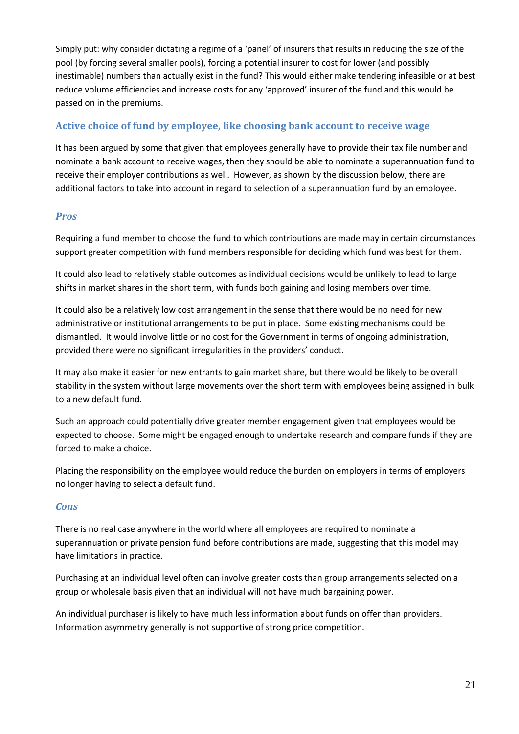Simply put: why consider dictating a regime of a 'panel' of insurers that results in reducing the size of the pool (by forcing several smaller pools), forcing a potential insurer to cost for lower (and possibly inestimable) numbers than actually exist in the fund? This would either make tendering infeasible or at best reduce volume efficiencies and increase costs for any 'approved' insurer of the fund and this would be passed on in the premiums.

## Active choice of fund by employee, like choosing bank account to receive wage

It has been argued by some that given that employees generally have to provide their tax file number and nominate a bank account to receive wages, then they should be able to nominate a superannuation fund to receive their employer contributions as well. However, as shown by the discussion below, there are additional factors to take into account in regard to selection of a superannuation fund by an employee.

### *Pros*

Requiring a fund member to choose the fund to which contributions are made may in certain circumstances support greater competition with fund members responsible for deciding which fund was best for them.

It could also lead to relatively stable outcomes as individual decisions would be unlikely to lead to large shifts in market shares in the short term, with funds both gaining and losing members over time.

It could also be a relatively low cost arrangement in the sense that there would be no need for new administrative or institutional arrangements to be put in place. Some existing mechanisms could be dismantled. It would involve little or no cost for the Government in terms of ongoing administration, provided there were no significant irregularities in the providers' conduct.

It may also make it easier for new entrants to gain market share, but there would be likely to be overall stability in the system without large movements over the short term with employees being assigned in bulk to a new default fund.

Such an approach could potentially drive greater member engagement given that employees would be expected to choose. Some might be engaged enough to undertake research and compare funds if they are forced to make a choice.

Placing the responsibility on the employee would reduce the burden on employers in terms of employers no longer having to select a default fund.

### *Cons*

There is no real case anywhere in the world where all employees are required to nominate a superannuation or private pension fund before contributions are made, suggesting that this model may have limitations in practice.

Purchasing at an individual level often can involve greater costs than group arrangements selected on a group or wholesale basis given that an individual will not have much bargaining power.

An individual purchaser is likely to have much less information about funds on offer than providers. Information asymmetry generally is not supportive of strong price competition.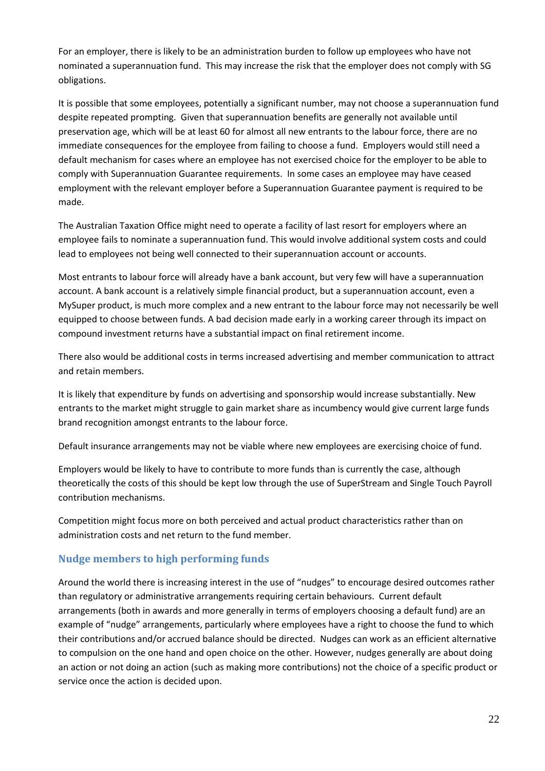For an employer, there is likely to be an administration burden to follow up employees who have not nominated a superannuation fund. This may increase the risk that the employer does not comply with SG obligations.

It is possible that some employees, potentially a significant number, may not choose a superannuation fund despite repeated prompting. Given that superannuation benefits are generally not available until preservation age, which will be at least 60 for almost all new entrants to the labour force, there are no immediate consequences for the employee from failing to choose a fund. Employers would still need a default mechanism for cases where an employee has not exercised choice for the employer to be able to comply with Superannuation Guarantee requirements. In some cases an employee may have ceased employment with the relevant employer before a Superannuation Guarantee payment is required to be made.

The Australian Taxation Office might need to operate a facility of last resort for employers where an employee fails to nominate a superannuation fund. This would involve additional system costs and could lead to employees not being well connected to their superannuation account or accounts.

Most entrants to labour force will already have a bank account, but very few will have a superannuation account. A bank account is a relatively simple financial product, but a superannuation account, even a MySuper product, is much more complex and a new entrant to the labour force may not necessarily be well equipped to choose between funds. A bad decision made early in a working career through its impact on compound investment returns have a substantial impact on final retirement income.

There also would be additional costs in terms increased advertising and member communication to attract and retain members.

It is likely that expenditure by funds on advertising and sponsorship would increase substantially. New entrants to the market might struggle to gain market share as incumbency would give current large funds brand recognition amongst entrants to the labour force.

Default insurance arrangements may not be viable where new employees are exercising choice of fund.

Employers would be likely to have to contribute to more funds than is currently the case, although theoretically the costs of this should be kept low through the use of SuperStream and Single Touch Payroll contribution mechanisms.

Competition might focus more on both perceived and actual product characteristics rather than on administration costs and net return to the fund member.

## Nudge members to high performing funds

Around the world there is increasing interest in the use of "nudges" to encourage desired outcomes rather than regulatory or administrative arrangements requiring certain behaviours. Current default arrangements (both in awards and more generally in terms of employers choosing a default fund) are an example of "nudge" arrangements, particularly where employees have a right to choose the fund to which their contributions and/or accrued balance should be directed. Nudges can work as an efficient alternative to compulsion on the one hand and open choice on the other. However, nudges generally are about doing an action or not doing an action (such as making more contributions) not the choice of a specific product or service once the action is decided upon.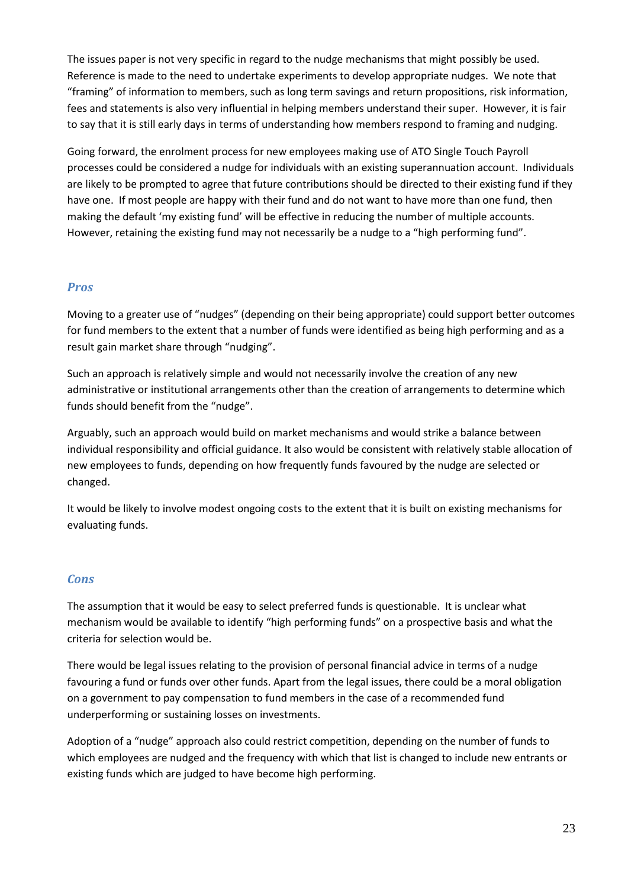The issues paper is not very specific in regard to the nudge mechanisms that might possibly be used. Reference is made to the need to undertake experiments to develop appropriate nudges. We note that "framing" of information to members, such as long term savings and return propositions, risk information, fees and statements is also very influential in helping members understand their super. However, it is fair to say that it is still early days in terms of understanding how members respond to framing and nudging.

Going forward, the enrolment process for new employees making use of ATO Single Touch Payroll processes could be considered a nudge for individuals with an existing superannuation account. Individuals are likely to be prompted to agree that future contributions should be directed to their existing fund if they have one. If most people are happy with their fund and do not want to have more than one fund, then making the default 'my existing fund' will be effective in reducing the number of multiple accounts. However, retaining the existing fund may not necessarily be a nudge to a "high performing fund".

### *Pros*

Moving to a greater use of "nudges" (depending on their being appropriate) could support better outcomes for fund members to the extent that a number of funds were identified as being high performing and as a result gain market share through "nudging".

Such an approach is relatively simple and would not necessarily involve the creation of any new administrative or institutional arrangements other than the creation of arrangements to determine which funds should benefit from the "nudge".

Arguably, such an approach would build on market mechanisms and would strike a balance between individual responsibility and official guidance. It also would be consistent with relatively stable allocation of new employees to funds, depending on how frequently funds favoured by the nudge are selected or changed.

It would be likely to involve modest ongoing costs to the extent that it is built on existing mechanisms for evaluating funds.

### *Cons*

The assumption that it would be easy to select preferred funds is questionable. It is unclear what mechanism would be available to identify "high performing funds" on a prospective basis and what the criteria for selection would be.

There would be legal issues relating to the provision of personal financial advice in terms of a nudge favouring a fund or funds over other funds. Apart from the legal issues, there could be a moral obligation on a government to pay compensation to fund members in the case of a recommended fund underperforming or sustaining losses on investments.

Adoption of a "nudge" approach also could restrict competition, depending on the number of funds to which employees are nudged and the frequency with which that list is changed to include new entrants or existing funds which are judged to have become high performing.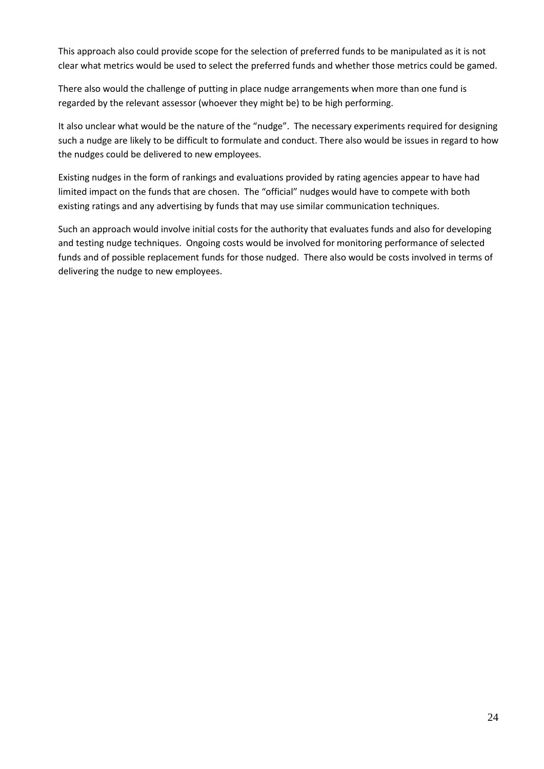This approach also could provide scope for the selection of preferred funds to be manipulated as it is not clear what metrics would be used to select the preferred funds and whether those metrics could be gamed.

There also would the challenge of putting in place nudge arrangements when more than one fund is regarded by the relevant assessor (whoever they might be) to be high performing.

It also unclear what would be the nature of the "nudge". The necessary experiments required for designing such a nudge are likely to be difficult to formulate and conduct. There also would be issues in regard to how the nudges could be delivered to new employees.

Existing nudges in the form of rankings and evaluations provided by rating agencies appear to have had limited impact on the funds that are chosen. The "official" nudges would have to compete with both existing ratings and any advertising by funds that may use similar communication techniques.

Such an approach would involve initial costs for the authority that evaluates funds and also for developing and testing nudge techniques. Ongoing costs would be involved for monitoring performance of selected funds and of possible replacement funds for those nudged. There also would be costs involved in terms of delivering the nudge to new employees.